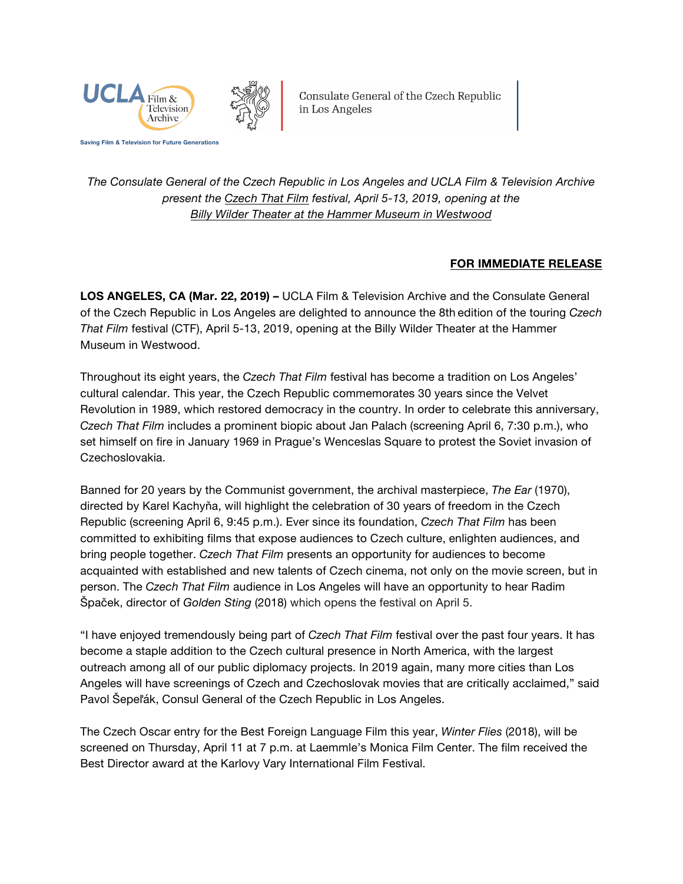UCLA Film & Television Archive

Saving Film & Television for Future Generations

Consulate General of the Czech Republic in Los Angeles

*The Consulate General of the Czech Republic in Los Angeles and UCLA Film & Television Archive present the Czech That Film festival, April 5-13, 2019, opening at the Billy Wilder Theater at the Hammer Museum in Westwood*

**FOR IMMEDIATE RELEASE**

**LOS ANGELES, CA (Mar. 22, 2019) –** UCLA Film & Television Archive and the Consulate General of the Czech Republic in Los Angeles are delighted to announce the 8th edition of the touring *Czech That Film* festival (CTF), April 5-13, 2019, opening at the Billy Wilder Theater at the Hammer Museum in Westwood.

Throughout its eight years, the *Czech That Film* festival has become a tradition on Los Angeles' cultural calendar. This year, the Czech Republic commemorates 30 years since the Velvet Revolution in 1989, which restored democracy in the country. In order to celebrate this anniversary, *Czech That Film* includes a prominent biopic about Jan Palach (screening April 6, 7:30 p.m.), who set himself on fire in January 1969 in Prague's Wenceslas Square to protest the Soviet invasion of Czechoslovakia.

Banned for 20 years by the Communist government, the archival masterpiece, *The Ear* (1970), directed by Karel Kachyňa, will highlight the celebration of 30 years of freedom in the Czech Republic (screening April 6, 9:45 p.m.). Ever since its foundation, *Czech That Film* has been committed to exhibiting films that expose audiences to Czech culture, enlighten audiences, and bring people together. *Czech That Film* presents an opportunity for audiences to become acquainted with established and new talents of Czech cinema, not only on the movie screen, but in person. The *Czech That Film* audience in Los Angeles will have an opportunity to hear Radim Špaček, director of *Golden Sting* (2018) which opens the festival on April 5.

"I have enjoyed tremendously being part of *Czech That Film* festival over the past four years. It has become a staple addition to the Czech cultural presence in North America, with the largest outreach among all of our public diplomacy projects. In 2019 again, many more cities than Los Angeles will have screenings of Czech and Czechoslovak movies that are critically acclaimed," said Pavol Šepeľák, Consul General of the Czech Republic in Los Angeles.

The Czech Oscar entry for the Best Foreign Language Film this year, *Winter Flies* (2018), will be screened on Thursday, April 11 at 7 p.m. at Laemmle's Monica Film Center. The film received the Best Director award at the Karlovy Vary International Film Festival.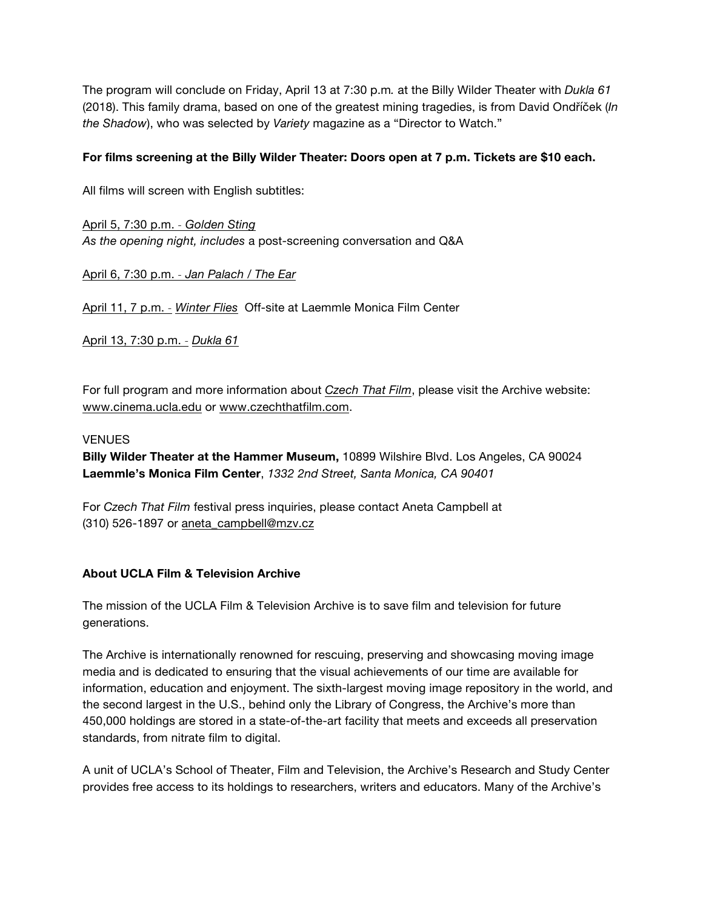The program will conclude on Friday, April 13 at 7:30 p.m. at the Billy Wilder Theater with *Dukla 61* (2018). This family drama, based on one of the greatest mining tragedies, is from David Ondříček (*In the Shadow*), who was selected by *Variety* magazine as a "Director to Watch."

**For films screening at the Billy Wilder Theater: Doors open at 7 p.m. Tickets are $10 each.**

All films will screen with English subtitles:

April 5, 7:30 p.m. - *Golden Sting*
*As the opening night, includes* a post-screening conversation and Q&A

April 6, 7:30 p.m. - *Jan Palach / The Ear*

April 11, 7 p.m. - *Winter Flies* Off-site at Laemmle Monica Film Center

April 13, 7:30 p.m. - *Dukla 61*

For full program and more information about *Czech That Film*, please visit the Archive website: www.cinema.ucla.edu or www.czechthatfilm.com.

VENUES
**Billy Wilder Theater at the Hammer Museum,** 10899 Wilshire Blvd. Los Angeles, CA 90024
**Laemmle's Monica Film Center**, *1332 2nd Street, Santa Monica, CA 90401*

For *Czech That Film* festival press inquiries, please contact Aneta Campbell at (310) 526-1897 or aneta_campbell@mzv.cz

**About UCLA Film & Television Archive**

The mission of the UCLA Film & Television Archive is to save film and television for future generations.

The Archive is internationally renowned for rescuing, preserving and showcasing moving image media and is dedicated to ensuring that the visual achievements of our time are available for information, education and enjoyment. The sixth-largest moving image repository in the world, and the second largest in the U.S., behind only the Library of Congress, the Archive's more than 450,000 holdings are stored in a state-of-the-art facility that meets and exceeds all preservation standards, from nitrate film to digital.

A unit of UCLA's School of Theater, Film and Television, the Archive's Research and Study Center provides free access to its holdings to researchers, writers and educators. Many of the Archive's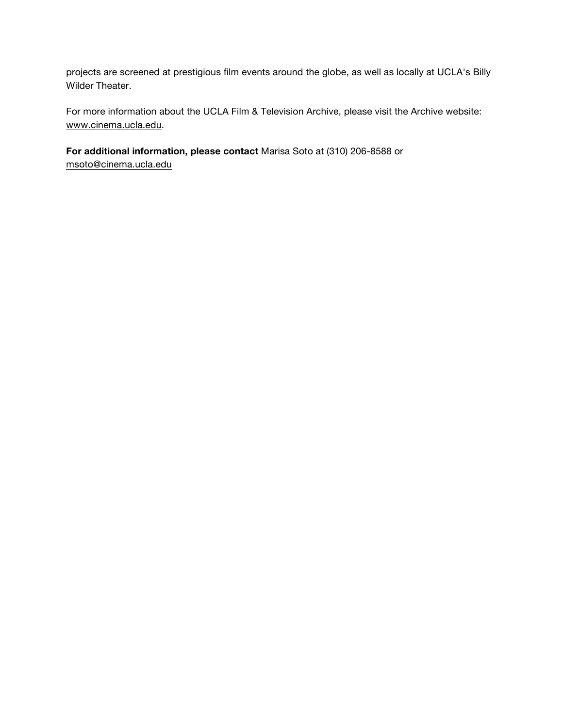projects are screened at prestigious film events around the globe, as well as locally at UCLA's Billy Wilder Theater.

For more information about the UCLA Film & Television Archive, please visit the Archive website: www.cinema.ucla.edu.

**For additional information, please contact** Marisa Soto at (310) 206-8588 or msoto@cinema.ucla.edu